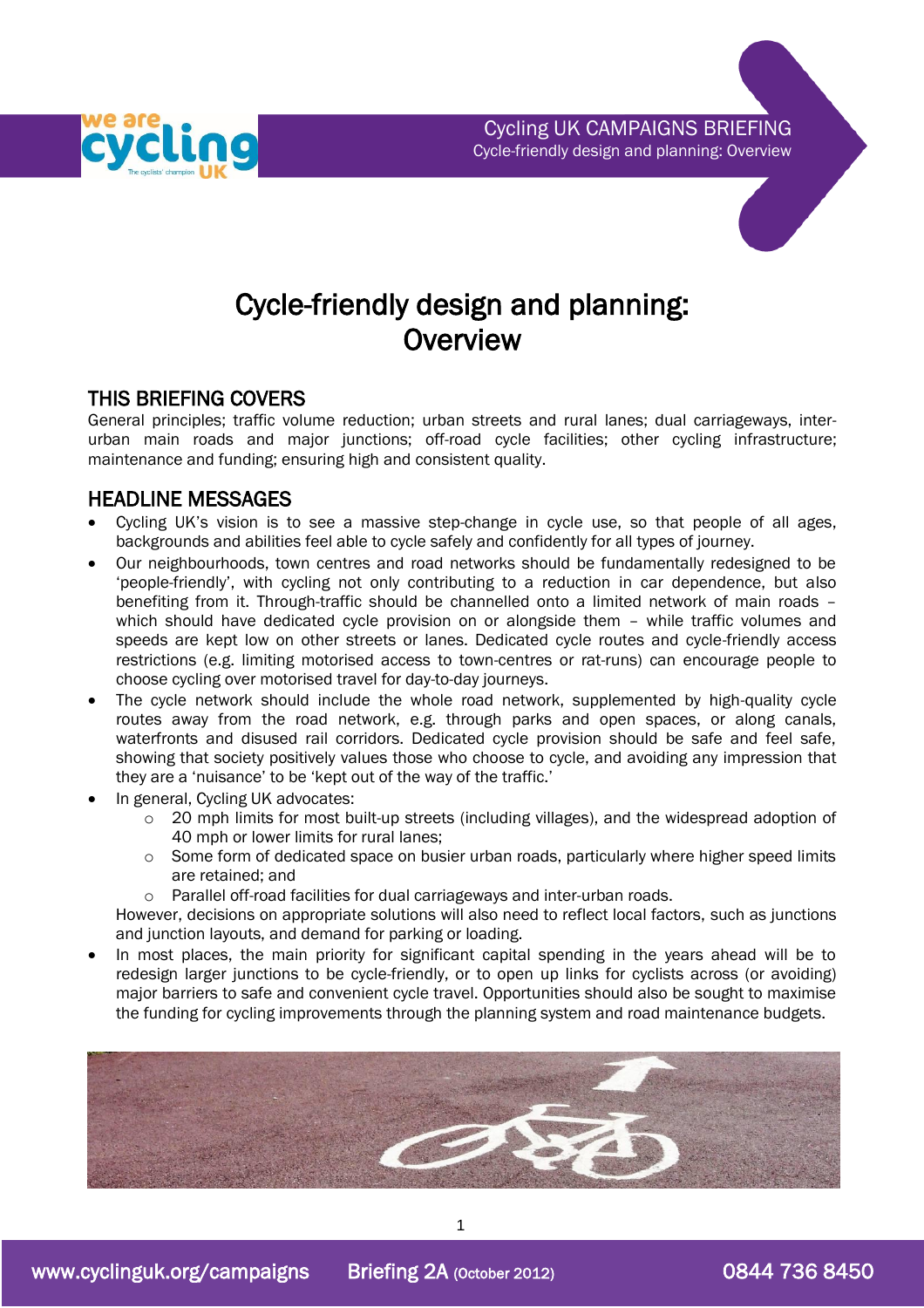Cycling UK CAMPAIGNS BRIEFING
Cycle-friendly design and planning: Overview

# Cycle-friendly design and planning: Overview

## THIS BRIEFING COVERS

General principles; traffic volume reduction; urban streets and rural lanes; dual carriageways, inter-urban main roads and major junctions; off-road cycle facilities; other cycling infrastructure; maintenance and funding; ensuring high and consistent quality.

## HEADLINE MESSAGES

- Cycling UK's vision is to see a massive step-change in cycle use, so that people of all ages, backgrounds and abilities feel able to cycle safely and confidently for all types of journey.
- Our neighbourhoods, town centres and road networks should be fundamentally redesigned to be 'people-friendly', with cycling not only contributing to a reduction in car dependence, but also benefiting from it. Through-traffic should be channelled onto a limited network of main roads – which should have dedicated cycle provision on or alongside them – while traffic volumes and speeds are kept low on other streets or lanes. Dedicated cycle routes and cycle-friendly access restrictions (e.g. limiting motorised access to town-centres or rat-runs) can encourage people to choose cycling over motorised travel for day-to-day journeys.
- The cycle network should include the whole road network, supplemented by high-quality cycle routes away from the road network, e.g. through parks and open spaces, or along canals, waterfronts and disused rail corridors. Dedicated cycle provision should be safe and feel safe, showing that society positively values those who choose to cycle, and avoiding any impression that they are a 'nuisance' to be 'kept out of the way of the traffic.'
- In general, Cycling UK advocates:
  - 20 mph limits for most built-up streets (including villages), and the widespread adoption of 40 mph or lower limits for rural lanes;
  - Some form of dedicated space on busier urban roads, particularly where higher speed limits are retained; and
  - Parallel off-road facilities for dual carriageways and inter-urban roads.

  However, decisions on appropriate solutions will also need to reflect local factors, such as junctions and junction layouts, and demand for parking or loading.
- In most places, the main priority for significant capital spending in the years ahead will be to redesign larger junctions to be cycle-friendly, or to open up links for cyclists across (or avoiding) major barriers to safe and convenient cycle travel. Opportunities should also be sought to maximise the funding for cycling improvements through the planning system and road maintenance budgets.

www.cyclinguk.org/campaigns Briefing 2A (October 2012) 0844 736 8450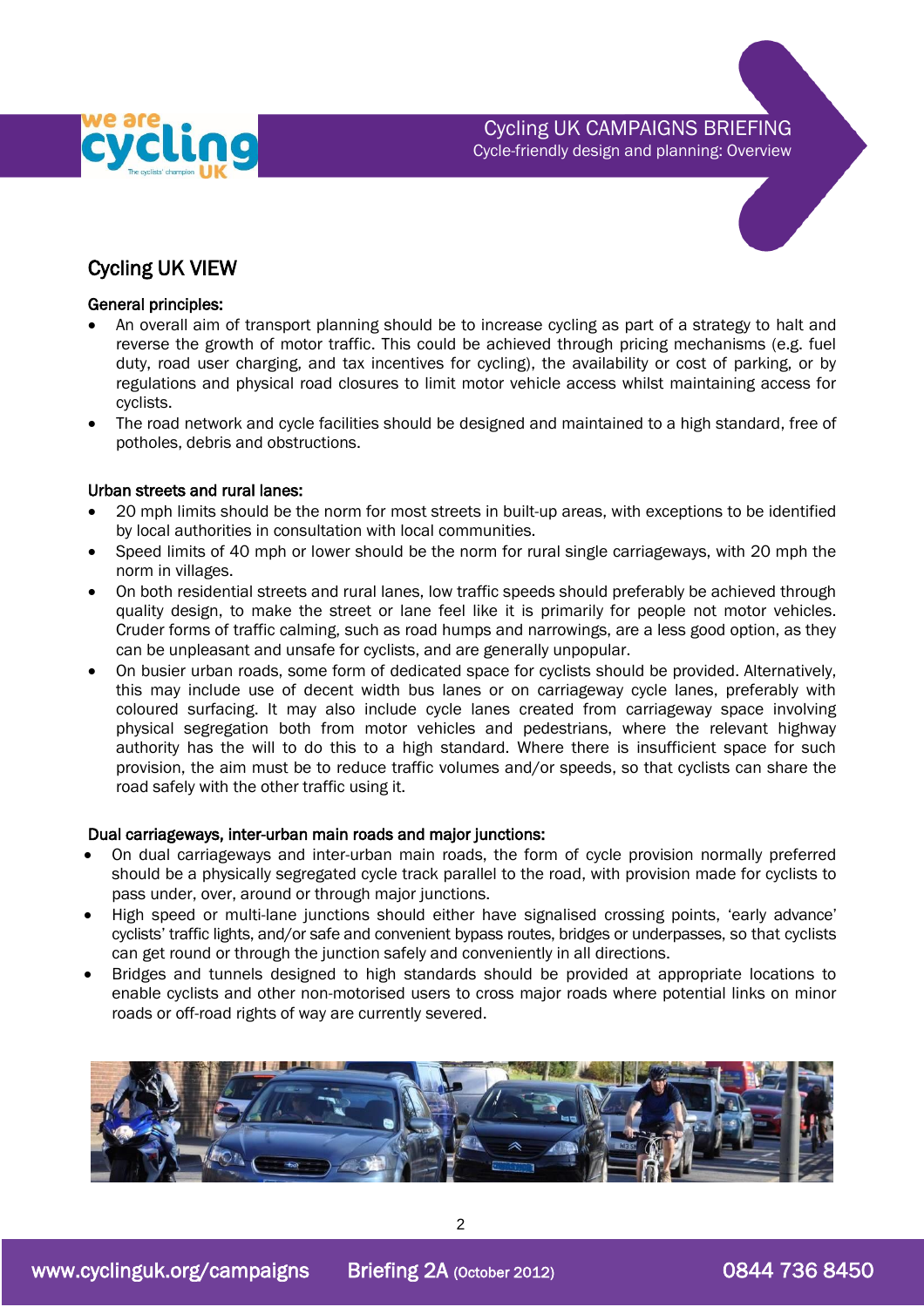## Cycling UK VIEW

### General principles:

- An overall aim of transport planning should be to increase cycling as part of a strategy to halt and reverse the growth of motor traffic. This could be achieved through pricing mechanisms (e.g. fuel duty, road user charging, and tax incentives for cycling), the availability or cost of parking, or by regulations and physical road closures to limit motor vehicle access whilst maintaining access for cyclists.
- The road network and cycle facilities should be designed and maintained to a high standard, free of potholes, debris and obstructions.

### Urban streets and rural lanes:

- 20 mph limits should be the norm for most streets in built-up areas, with exceptions to be identified by local authorities in consultation with local communities.
- Speed limits of 40 mph or lower should be the norm for rural single carriageways, with 20 mph the norm in villages.
- On both residential streets and rural lanes, low traffic speeds should preferably be achieved through quality design, to make the street or lane feel like it is primarily for people not motor vehicles. Cruder forms of traffic calming, such as road humps and narrowings, are a less good option, as they can be unpleasant and unsafe for cyclists, and are generally unpopular.
- On busier urban roads, some form of dedicated space for cyclists should be provided. Alternatively, this may include use of decent width bus lanes or on carriageway cycle lanes, preferably with coloured surfacing. It may also include cycle lanes created from carriageway space involving physical segregation both from motor vehicles and pedestrians, where the relevant highway authority has the will to do this to a high standard. Where there is insufficient space for such provision, the aim must be to reduce traffic volumes and/or speeds, so that cyclists can share the road safely with the other traffic using it.

### Dual carriageways, inter-urban main roads and major junctions:

- On dual carriageways and inter-urban main roads, the form of cycle provision normally preferred should be a physically segregated cycle track parallel to the road, with provision made for cyclists to pass under, over, around or through major junctions.
- High speed or multi-lane junctions should either have signalised crossing points, 'early advance' cyclists' traffic lights, and/or safe and convenient bypass routes, bridges or underpasses, so that cyclists can get round or through the junction safely and conveniently in all directions.
- Bridges and tunnels designed to high standards should be provided at appropriate locations to enable cyclists and other non-motorised users to cross major roads where potential links on minor roads or off-road rights of way are currently severed.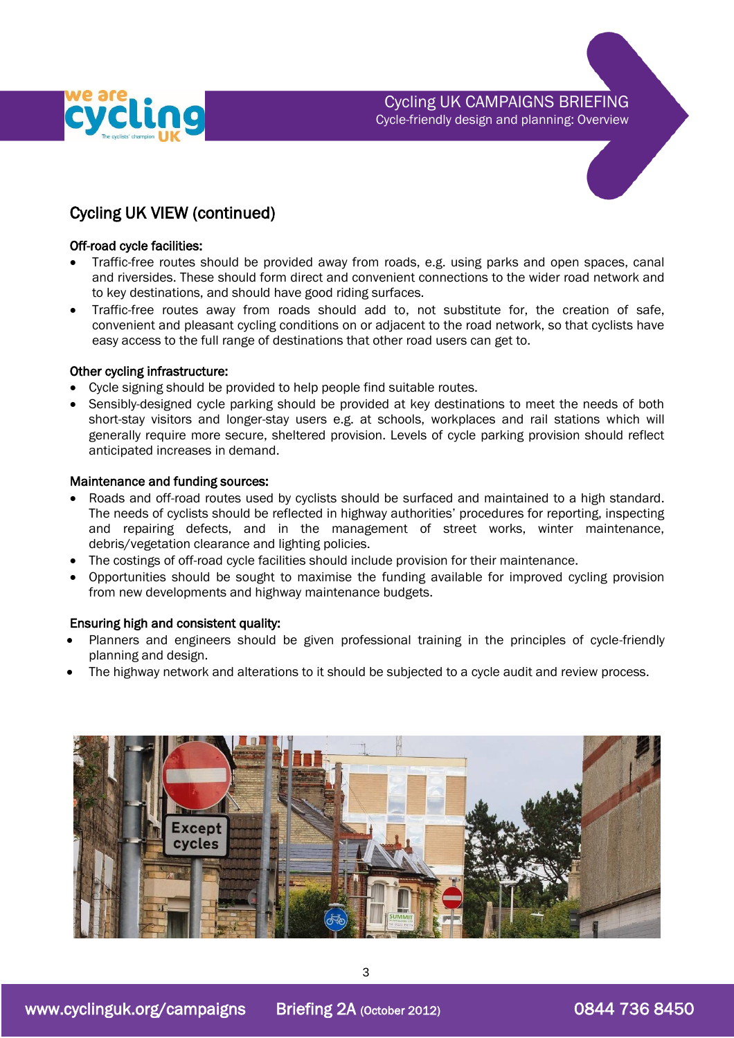## Cycling UK VIEW (continued)

### Off-road cycle facilities:

- Traffic-free routes should be provided away from roads, e.g. using parks and open spaces, canal and riversides. These should form direct and convenient connections to the wider road network and to key destinations, and should have good riding surfaces.
- Traffic-free routes away from roads should add to, not substitute for, the creation of safe, convenient and pleasant cycling conditions on or adjacent to the road network, so that cyclists have easy access to the full range of destinations that other road users can get to.

### Other cycling infrastructure:

- Cycle signing should be provided to help people find suitable routes.
- Sensibly-designed cycle parking should be provided at key destinations to meet the needs of both short-stay visitors and longer-stay users e.g. at schools, workplaces and rail stations which will generally require more secure, sheltered provision. Levels of cycle parking provision should reflect anticipated increases in demand.

### Maintenance and funding sources:

- Roads and off-road routes used by cyclists should be surfaced and maintained to a high standard. The needs of cyclists should be reflected in highway authorities' procedures for reporting, inspecting and repairing defects, and in the management of street works, winter maintenance, debris/vegetation clearance and lighting policies.
- The costings of off-road cycle facilities should include provision for their maintenance.
- Opportunities should be sought to maximise the funding available for improved cycling provision from new developments and highway maintenance budgets.

### Ensuring high and consistent quality:

- Planners and engineers should be given professional training in the principles of cycle-friendly planning and design.
- The highway network and alterations to it should be subjected to a cycle audit and review process.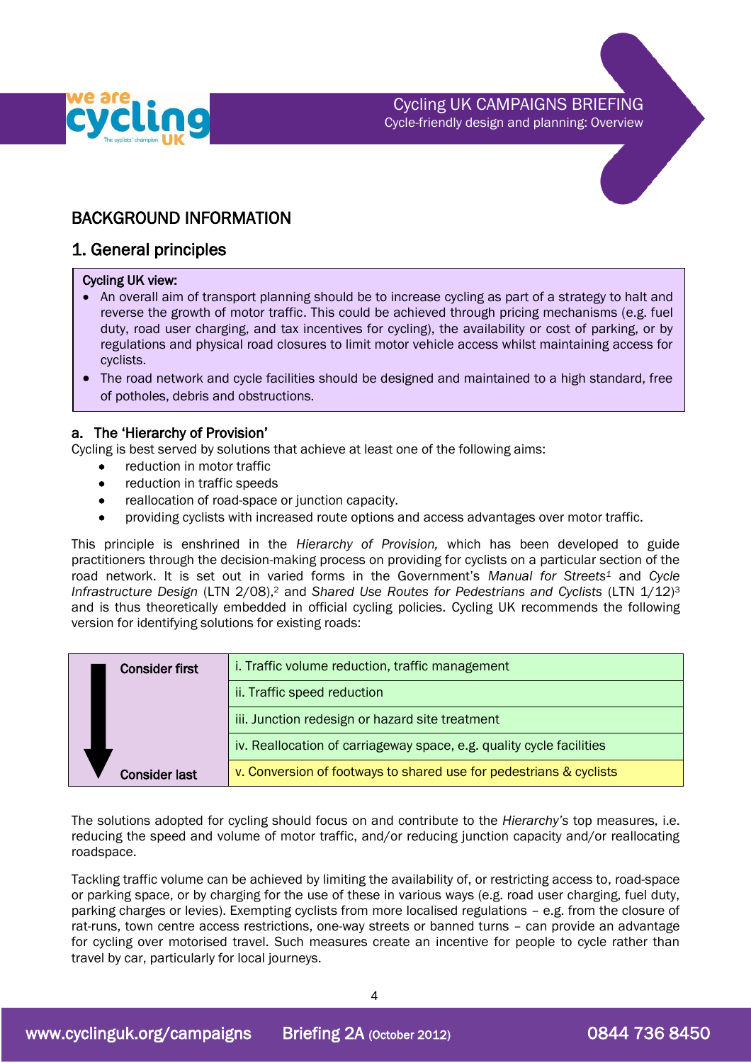## BACKGROUND INFORMATION

## 1. General principles

**Cycling UK view:**

- An overall aim of transport planning should be to increase cycling as part of a strategy to halt and reverse the growth of motor traffic. This could be achieved through pricing mechanisms (e.g. fuel duty, road user charging, and tax incentives for cycling), the availability or cost of parking, or by regulations and physical road closures to limit motor vehicle access whilst maintaining access for cyclists.
- The road network and cycle facilities should be designed and maintained to a high standard, free of potholes, debris and obstructions.

### a. The 'Hierarchy of Provision'

Cycling is best served by solutions that achieve at least one of the following aims:

- reduction in motor traffic
- reduction in traffic speeds
- reallocation of road-space or junction capacity.
- providing cyclists with increased route options and access advantages over motor traffic.

This principle is enshrined in the *Hierarchy of Provision,* which has been developed to guide practitioners through the decision-making process on providing for cyclists on a particular section of the road network. It is set out in varied forms in the Government's *Manual for Streets*[1] and *Cycle Infrastructure Design* (LTN 2/08),[2] and *Shared Use Routes for Pedestrians and Cyclists* (LTN 1/12)[3] and is thus theoretically embedded in official cycling policies. Cycling UK recommends the following version for identifying solutions for existing roads:

| | |
|---|---|
| **Consider first** | i. Traffic volume reduction, traffic management |
| | ii. Traffic speed reduction |
| | iii. Junction redesign or hazard site treatment |
| | iv. Reallocation of carriageway space, e.g. quality cycle facilities |
| **Consider last** | v. Conversion of footways to shared use for pedestrians & cyclists |

The solutions adopted for cycling should focus on and contribute to the *Hierarchy's* top measures, i.e. reducing the speed and volume of motor traffic, and/or reducing junction capacity and/or reallocating roadspace.

Tackling traffic volume can be achieved by limiting the availability of, or restricting access to, road-space or parking space, or by charging for the use of these in various ways (e.g. road user charging, fuel duty, parking charges or levies). Exempting cyclists from more localised regulations – e.g. from the closure of rat-runs, town centre access restrictions, one-way streets or banned turns – can provide an advantage for cycling over motorised travel. Such measures create an incentive for people to cycle rather than travel by car, particularly for local journeys.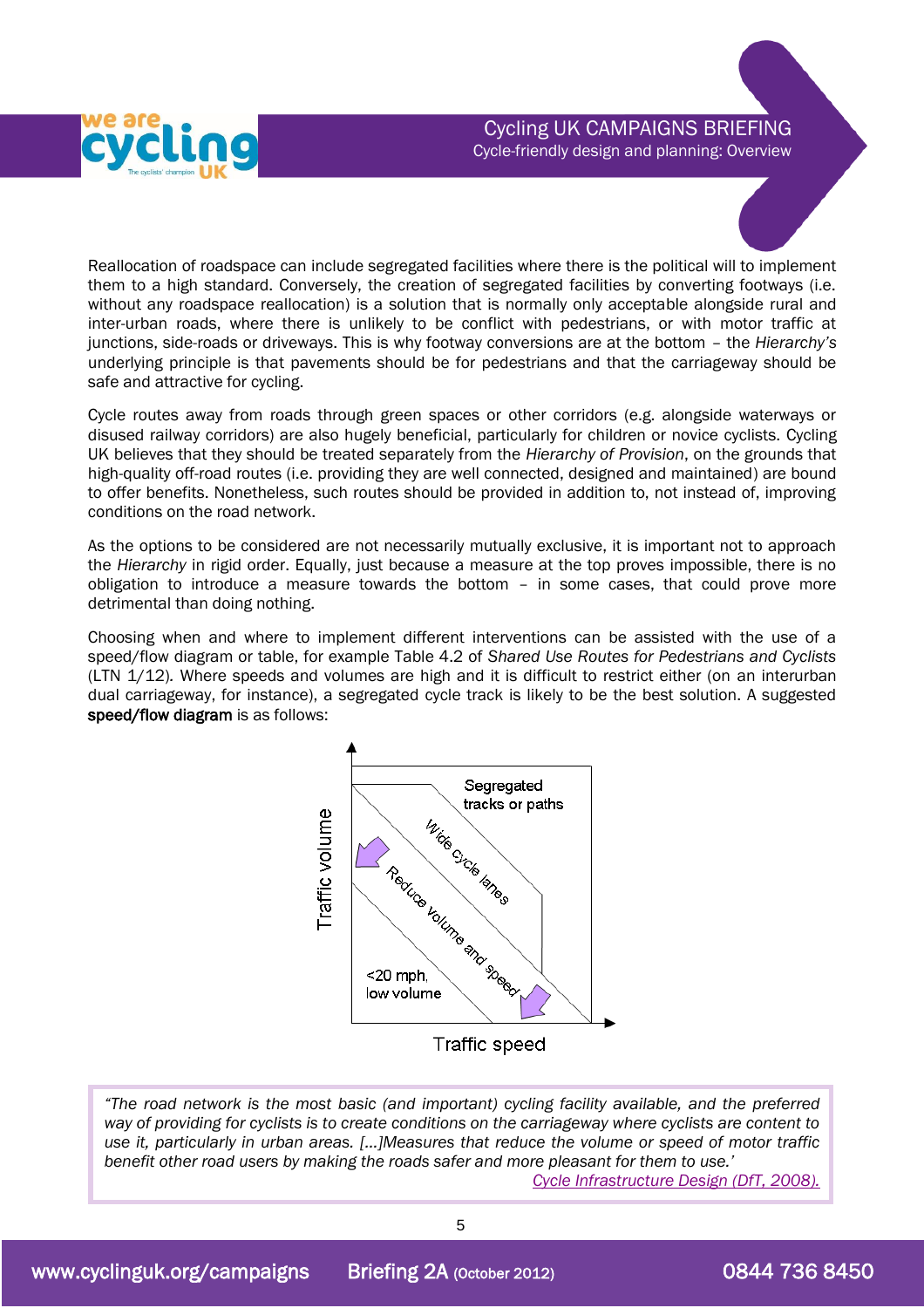Reallocation of roadspace can include segregated facilities where there is the political will to implement them to a high standard. Conversely, the creation of segregated facilities by converting footways (i.e. without any roadspace reallocation) is a solution that is normally only acceptable alongside rural and inter-urban roads, where there is unlikely to be conflict with pedestrians, or with motor traffic at junctions, side-roads or driveways. This is why footway conversions are at the bottom – the *Hierarchy's* underlying principle is that pavements should be for pedestrians and that the carriageway should be safe and attractive for cycling.

Cycle routes away from roads through green spaces or other corridors (e.g. alongside waterways or disused railway corridors) are also hugely beneficial, particularly for children or novice cyclists. Cycling UK believes that they should be treated separately from the *Hierarchy of Provision*, on the grounds that high-quality off-road routes (i.e. providing they are well connected, designed and maintained) are bound to offer benefits. Nonetheless, such routes should be provided in addition to, not instead of, improving conditions on the road network.

As the options to be considered are not necessarily mutually exclusive, it is important not to approach the *Hierarchy* in rigid order. Equally, just because a measure at the top proves impossible, there is no obligation to introduce a measure towards the bottom – in some cases, that could prove more detrimental than doing nothing.

Choosing when and where to implement different interventions can be assisted with the use of a speed/flow diagram or table, for example Table 4.2 of *Shared Use Routes for Pedestrians and Cyclists* (LTN 1/12). Where speeds and volumes are high and it is difficult to restrict either (on an interurban dual carriageway, for instance), a segregated cycle track is likely to be the best solution. A suggested **speed/flow diagram** is as follows:

> *"The road network is the most basic (and important) cycling facility available, and the preferred way of providing for cyclists is to create conditions on the carriageway where cyclists are content to use it, particularly in urban areas. [...]Measures that reduce the volume or speed of motor traffic benefit other road users by making the roads safer and more pleasant for them to use.'*
>
> [Cycle Infrastructure Design (DfT, 2008).]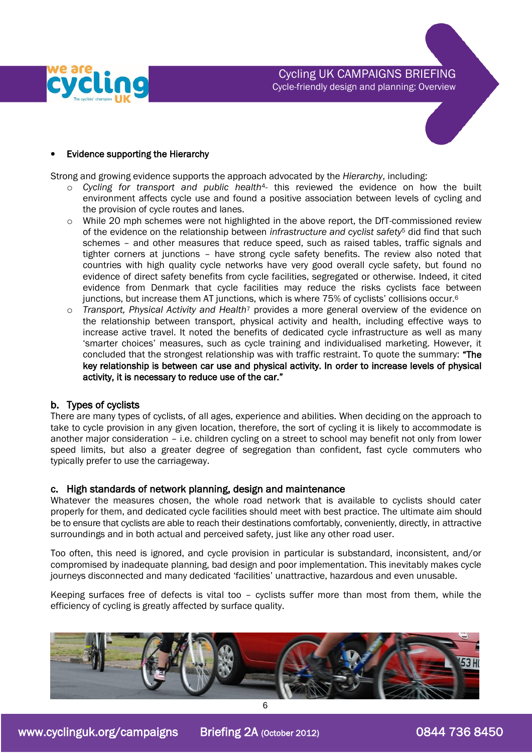- **Evidence supporting the Hierarchy**

Strong and growing evidence supports the approach advocated by the *Hierarchy*, including:

- *Cycling for transport and public health*[4]- this reviewed the evidence on how the built environment affects cycle use and found a positive association between levels of cycling and the provision of cycle routes and lanes.
- While 20 mph schemes were not highlighted in the above report, the DfT-commissioned review of the evidence on the relationship between *infrastructure and cyclist safety*[5] did find that such schemes – and other measures that reduce speed, such as raised tables, traffic signals and tighter corners at junctions – have strong cycle safety benefits. The review also noted that countries with high quality cycle networks have very good overall cycle safety, but found no evidence of direct safety benefits from cycle facilities, segregated or otherwise. Indeed, it cited evidence from Denmark that cycle facilities may reduce the risks cyclists face between junctions, but increase them AT junctions, which is where 75% of cyclists' collisions occur.[6]
- *Transport, Physical Activity and Health*[7] provides a more general overview of the evidence on the relationship between transport, physical activity and health, including effective ways to increase active travel. It noted the benefits of dedicated cycle infrastructure as well as many 'smarter choices' measures, such as cycle training and individualised marketing. However, it concluded that the strongest relationship was with traffic restraint. To quote the summary: **"The key relationship is between car use and physical activity. In order to increase levels of physical activity, it is necessary to reduce use of the car."**

## b. Types of cyclists

There are many types of cyclists, of all ages, experience and abilities. When deciding on the approach to take to cycle provision in any given location, therefore, the sort of cycling it is likely to accommodate is another major consideration – i.e. children cycling on a street to school may benefit not only from lower speed limits, but also a greater degree of segregation than confident, fast cycle commuters who typically prefer to use the carriageway.

## c. High standards of network planning, design and maintenance

Whatever the measures chosen, the whole road network that is available to cyclists should cater properly for them, and dedicated cycle facilities should meet with best practice. The ultimate aim should be to ensure that cyclists are able to reach their destinations comfortably, conveniently, directly, in attractive surroundings and in both actual and perceived safety, just like any other road user.

Too often, this need is ignored, and cycle provision in particular is substandard, inconsistent, and/or compromised by inadequate planning, bad design and poor implementation. This inevitably makes cycle journeys disconnected and many dedicated 'facilities' unattractive, hazardous and even unusable.

Keeping surfaces free of defects is vital too – cyclists suffer more than most from them, while the efficiency of cycling is greatly affected by surface quality.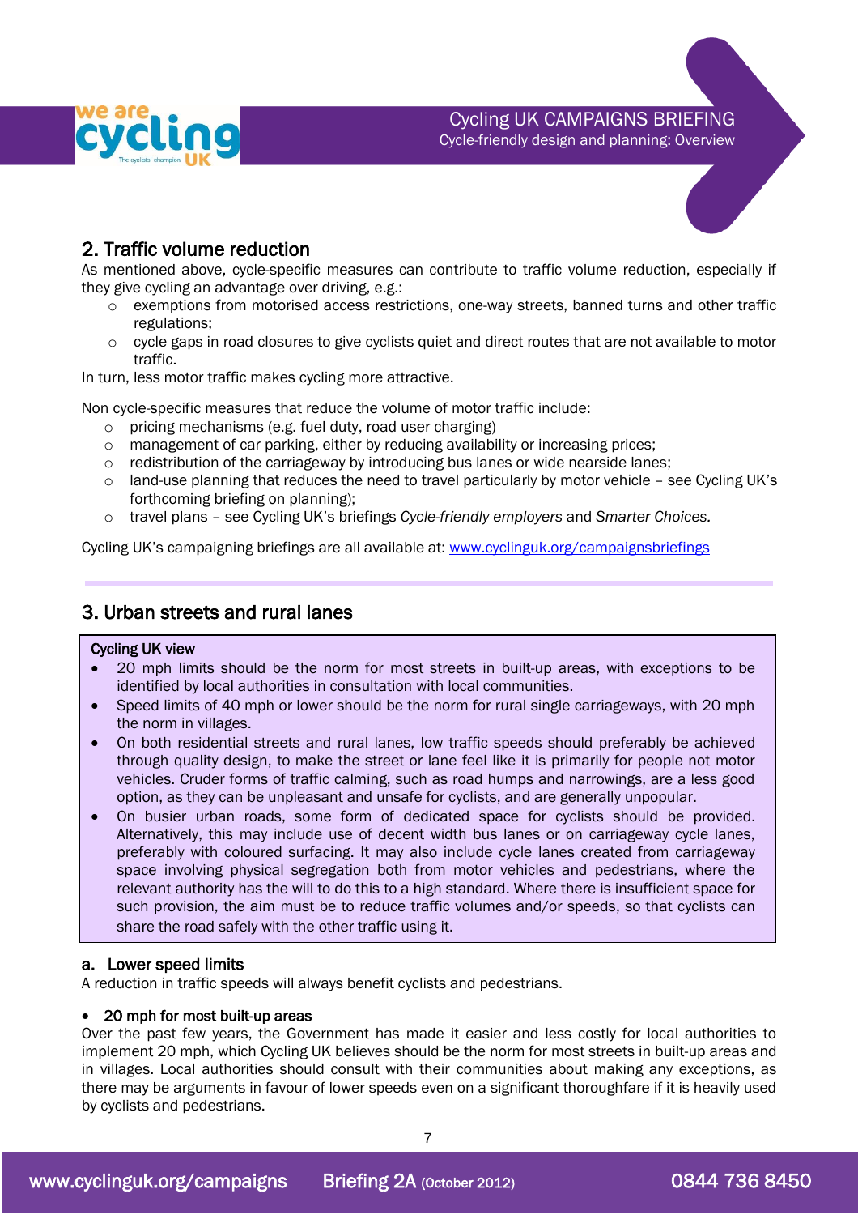## 2. Traffic volume reduction

As mentioned above, cycle-specific measures can contribute to traffic volume reduction, especially if they give cycling an advantage over driving, e.g.:

- exemptions from motorised access restrictions, one-way streets, banned turns and other traffic regulations;
- cycle gaps in road closures to give cyclists quiet and direct routes that are not available to motor traffic.

In turn, less motor traffic makes cycling more attractive.

Non cycle-specific measures that reduce the volume of motor traffic include:

- pricing mechanisms (e.g. fuel duty, road user charging)
- management of car parking, either by reducing availability or increasing prices;
- redistribution of the carriageway by introducing bus lanes or wide nearside lanes;
- land-use planning that reduces the need to travel particularly by motor vehicle – see Cycling UK's forthcoming briefing on planning);
- travel plans – see Cycling UK's briefings *Cycle-friendly employers* and *Smarter Choices.*

Cycling UK's campaigning briefings are all available at: www.cyclinguk.org/campaignsbriefings

## 3. Urban streets and rural lanes

**Cycling UK view**

- 20 mph limits should be the norm for most streets in built-up areas, with exceptions to be identified by local authorities in consultation with local communities.
- Speed limits of 40 mph or lower should be the norm for rural single carriageways, with 20 mph the norm in villages.
- On both residential streets and rural lanes, low traffic speeds should preferably be achieved through quality design, to make the street or lane feel like it is primarily for people not motor vehicles. Cruder forms of traffic calming, such as road humps and narrowings, are a less good option, as they can be unpleasant and unsafe for cyclists, and are generally unpopular.
- On busier urban roads, some form of dedicated space for cyclists should be provided. Alternatively, this may include use of decent width bus lanes or on carriageway cycle lanes, preferably with coloured surfacing. It may also include cycle lanes created from carriageway space involving physical segregation both from motor vehicles and pedestrians, where the relevant authority has the will to do this to a high standard. Where there is insufficient space for such provision, the aim must be to reduce traffic volumes and/or speeds, so that cyclists can share the road safely with the other traffic using it.

### a. Lower speed limits

A reduction in traffic speeds will always benefit cyclists and pedestrians.

- **20 mph for most built-up areas**

Over the past few years, the Government has made it easier and less costly for local authorities to implement 20 mph, which Cycling UK believes should be the norm for most streets in built-up areas and in villages. Local authorities should consult with their communities about making any exceptions, as there may be arguments in favour of lower speeds even on a significant thoroughfare if it is heavily used by cyclists and pedestrians.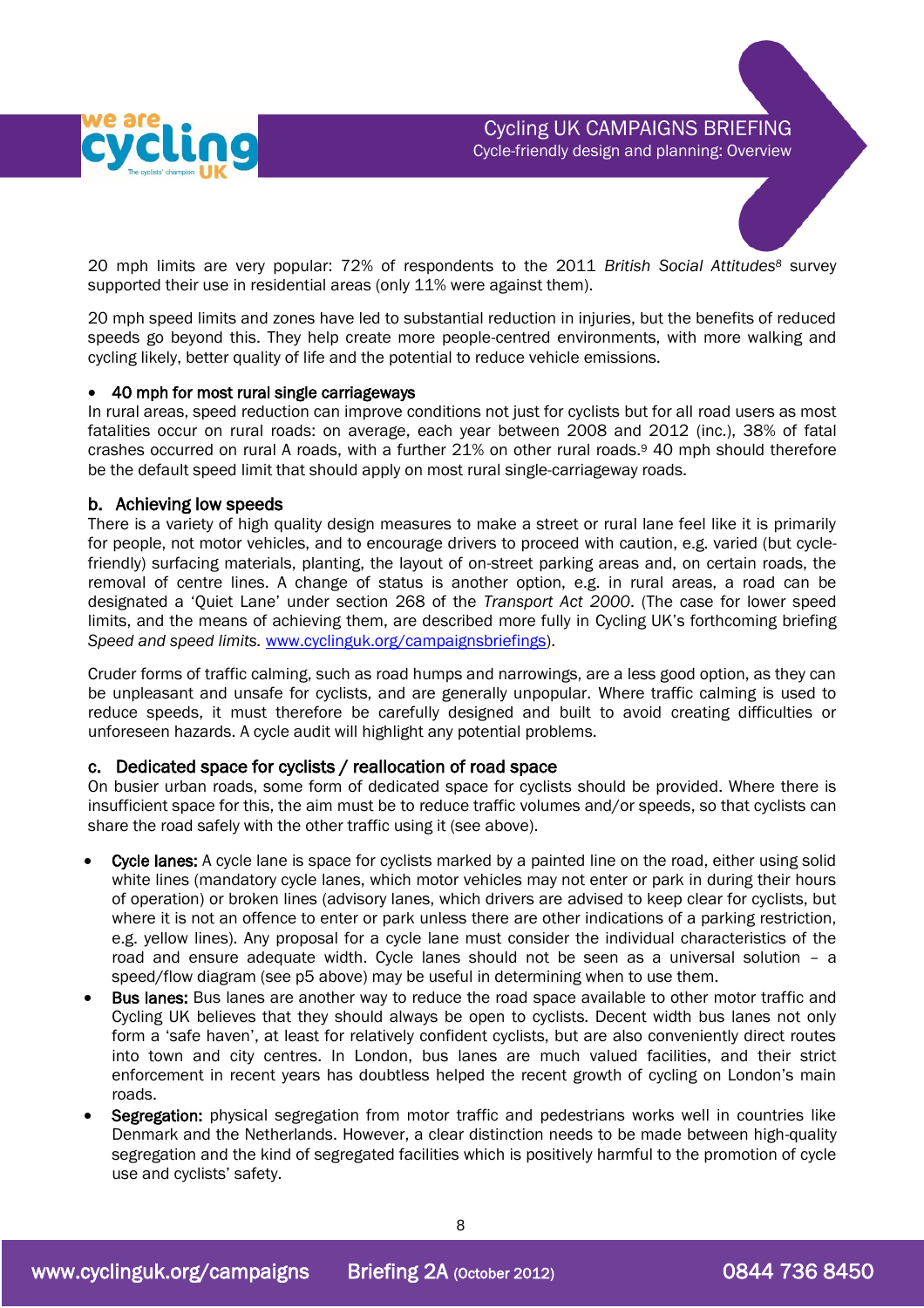20 mph limits are very popular: 72% of respondents to the 2011 *British Social Attitudes*[8] survey supported their use in residential areas (only 11% were against them).

20 mph speed limits and zones have led to substantial reduction in injuries, but the benefits of reduced speeds go beyond this. They help create more people-centred environments, with more walking and cycling likely, better quality of life and the potential to reduce vehicle emissions.

- 40 mph for most rural single carriageways

In rural areas, speed reduction can improve conditions not just for cyclists but for all road users as most fatalities occur on rural roads: on average, each year between 2008 and 2012 (inc.), 38% of fatal crashes occurred on rural A roads, with a further 21% on other rural roads.[9] 40 mph should therefore be the default speed limit that should apply on most rural single-carriageway roads.

### b. Achieving low speeds

There is a variety of high quality design measures to make a street or rural lane feel like it is primarily for people, not motor vehicles, and to encourage drivers to proceed with caution, e.g. varied (but cycle-friendly) surfacing materials, planting, the layout of on-street parking areas and, on certain roads, the removal of centre lines. A change of status is another option, e.g. in rural areas, a road can be designated a 'Quiet Lane' under section 268 of the *Transport Act 2000*. (The case for lower speed limits, and the means of achieving them, are described more fully in Cycling UK's forthcoming briefing *Speed and speed limits.* www.cyclinguk.org/campaignsbriefings).

Cruder forms of traffic calming, such as road humps and narrowings, are a less good option, as they can be unpleasant and unsafe for cyclists, and are generally unpopular. Where traffic calming is used to reduce speeds, it must therefore be carefully designed and built to avoid creating difficulties or unforeseen hazards. A cycle audit will highlight any potential problems.

### c. Dedicated space for cyclists / reallocation of road space

On busier urban roads, some form of dedicated space for cyclists should be provided. Where there is insufficient space for this, the aim must be to reduce traffic volumes and/or speeds, so that cyclists can share the road safely with the other traffic using it (see above).

- **Cycle lanes:** A cycle lane is space for cyclists marked by a painted line on the road, either using solid white lines (mandatory cycle lanes, which motor vehicles may not enter or park in during their hours of operation) or broken lines (advisory lanes, which drivers are advised to keep clear for cyclists, but where it is not an offence to enter or park unless there are other indications of a parking restriction, e.g. yellow lines). Any proposal for a cycle lane must consider the individual characteristics of the road and ensure adequate width. Cycle lanes should not be seen as a universal solution – a speed/flow diagram (see p5 above) may be useful in determining when to use them.
- **Bus lanes:** Bus lanes are another way to reduce the road space available to other motor traffic and Cycling UK believes that they should always be open to cyclists. Decent width bus lanes not only form a 'safe haven', at least for relatively confident cyclists, but are also conveniently direct routes into town and city centres. In London, bus lanes are much valued facilities, and their strict enforcement in recent years has doubtless helped the recent growth of cycling on London's main roads.
- **Segregation:** physical segregation from motor traffic and pedestrians works well in countries like Denmark and the Netherlands. However, a clear distinction needs to be made between high-quality segregation and the kind of segregated facilities which is positively harmful to the promotion of cycle use and cyclists' safety.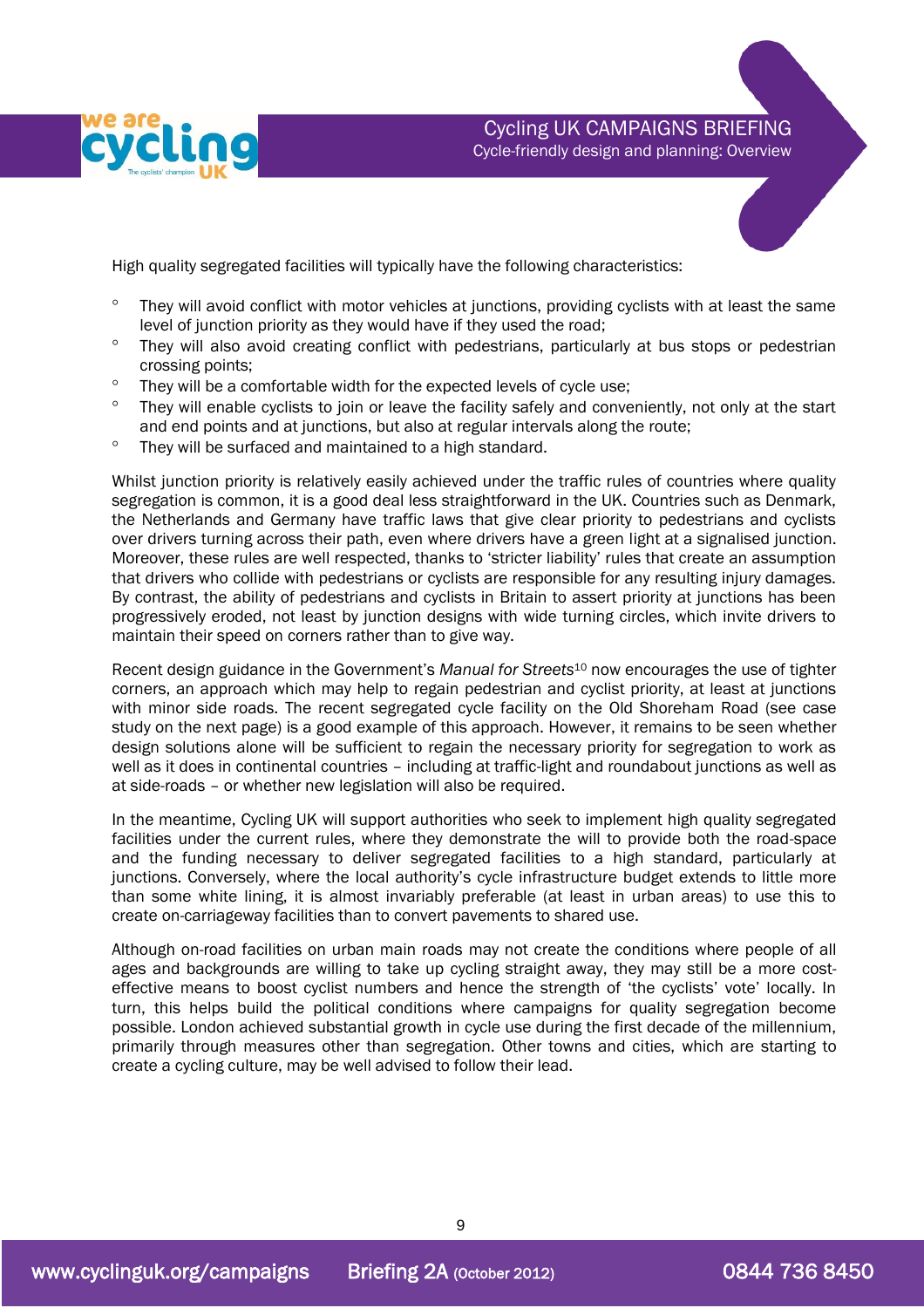High quality segregated facilities will typically have the following characteristics:

- They will avoid conflict with motor vehicles at junctions, providing cyclists with at least the same level of junction priority as they would have if they used the road;
- They will also avoid creating conflict with pedestrians, particularly at bus stops or pedestrian crossing points;
- They will be a comfortable width for the expected levels of cycle use;
- They will enable cyclists to join or leave the facility safely and conveniently, not only at the start and end points and at junctions, but also at regular intervals along the route;
- They will be surfaced and maintained to a high standard.

Whilst junction priority is relatively easily achieved under the traffic rules of countries where quality segregation is common, it is a good deal less straightforward in the UK. Countries such as Denmark, the Netherlands and Germany have traffic laws that give clear priority to pedestrians and cyclists over drivers turning across their path, even where drivers have a green light at a signalised junction. Moreover, these rules are well respected, thanks to 'stricter liability' rules that create an assumption that drivers who collide with pedestrians or cyclists are responsible for any resulting injury damages. By contrast, the ability of pedestrians and cyclists in Britain to assert priority at junctions has been progressively eroded, not least by junction designs with wide turning circles, which invite drivers to maintain their speed on corners rather than to give way.

Recent design guidance in the Government's *Manual for Streets*[10] now encourages the use of tighter corners, an approach which may help to regain pedestrian and cyclist priority, at least at junctions with minor side roads. The recent segregated cycle facility on the Old Shoreham Road (see case study on the next page) is a good example of this approach. However, it remains to be seen whether design solutions alone will be sufficient to regain the necessary priority for segregation to work as well as it does in continental countries – including at traffic-light and roundabout junctions as well as at side-roads – or whether new legislation will also be required.

In the meantime, Cycling UK will support authorities who seek to implement high quality segregated facilities under the current rules, where they demonstrate the will to provide both the road-space and the funding necessary to deliver segregated facilities to a high standard, particularly at junctions. Conversely, where the local authority's cycle infrastructure budget extends to little more than some white lining, it is almost invariably preferable (at least in urban areas) to use this to create on-carriageway facilities than to convert pavements to shared use.

Although on-road facilities on urban main roads may not create the conditions where people of all ages and backgrounds are willing to take up cycling straight away, they may still be a more cost-effective means to boost cyclist numbers and hence the strength of 'the cyclists' vote' locally. In turn, this helps build the political conditions where campaigns for quality segregation become possible. London achieved substantial growth in cycle use during the first decade of the millennium, primarily through measures other than segregation. Other towns and cities, which are starting to create a cycling culture, may be well advised to follow their lead.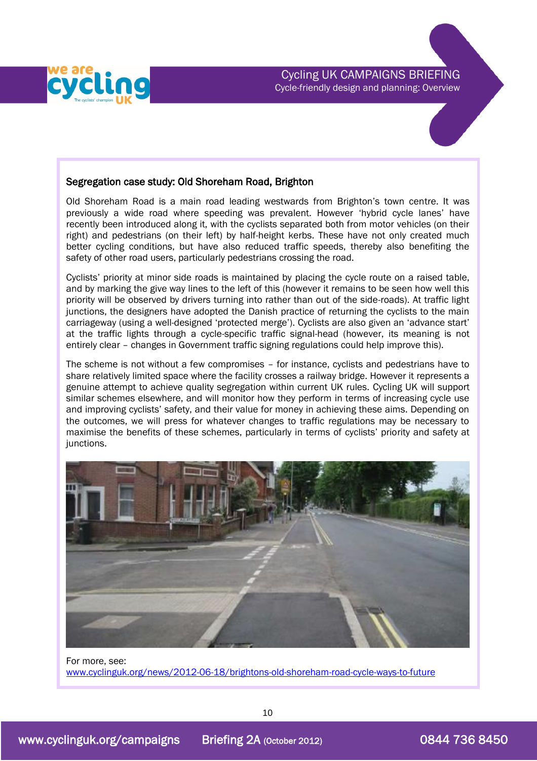### Segregation case study: Old Shoreham Road, Brighton

Old Shoreham Road is a main road leading westwards from Brighton's town centre. It was previously a wide road where speeding was prevalent. However 'hybrid cycle lanes' have recently been introduced along it, with the cyclists separated both from motor vehicles (on their right) and pedestrians (on their left) by half-height kerbs. These have not only created much better cycling conditions, but have also reduced traffic speeds, thereby also benefiting the safety of other road users, particularly pedestrians crossing the road.

Cyclists' priority at minor side roads is maintained by placing the cycle route on a raised table, and by marking the give way lines to the left of this (however it remains to be seen how well this priority will be observed by drivers turning into rather than out of the side-roads). At traffic light junctions, the designers have adopted the Danish practice of returning the cyclists to the main carriageway (using a well-designed 'protected merge'). Cyclists are also given an 'advance start' at the traffic lights through a cycle-specific traffic signal-head (however, its meaning is not entirely clear – changes in Government traffic signing regulations could help improve this).

The scheme is not without a few compromises – for instance, cyclists and pedestrians have to share relatively limited space where the facility crosses a railway bridge. However it represents a genuine attempt to achieve quality segregation within current UK rules. Cycling UK will support similar schemes elsewhere, and will monitor how they perform in terms of increasing cycle use and improving cyclists' safety, and their value for money in achieving these aims. Depending on the outcomes, we will press for whatever changes to traffic regulations may be necessary to maximise the benefits of these schemes, particularly in terms of cyclists' priority and safety at junctions.

For more, see:
www.cyclinguk.org/news/2012-06-18/brightons-old-shoreham-road-cycle-ways-to-future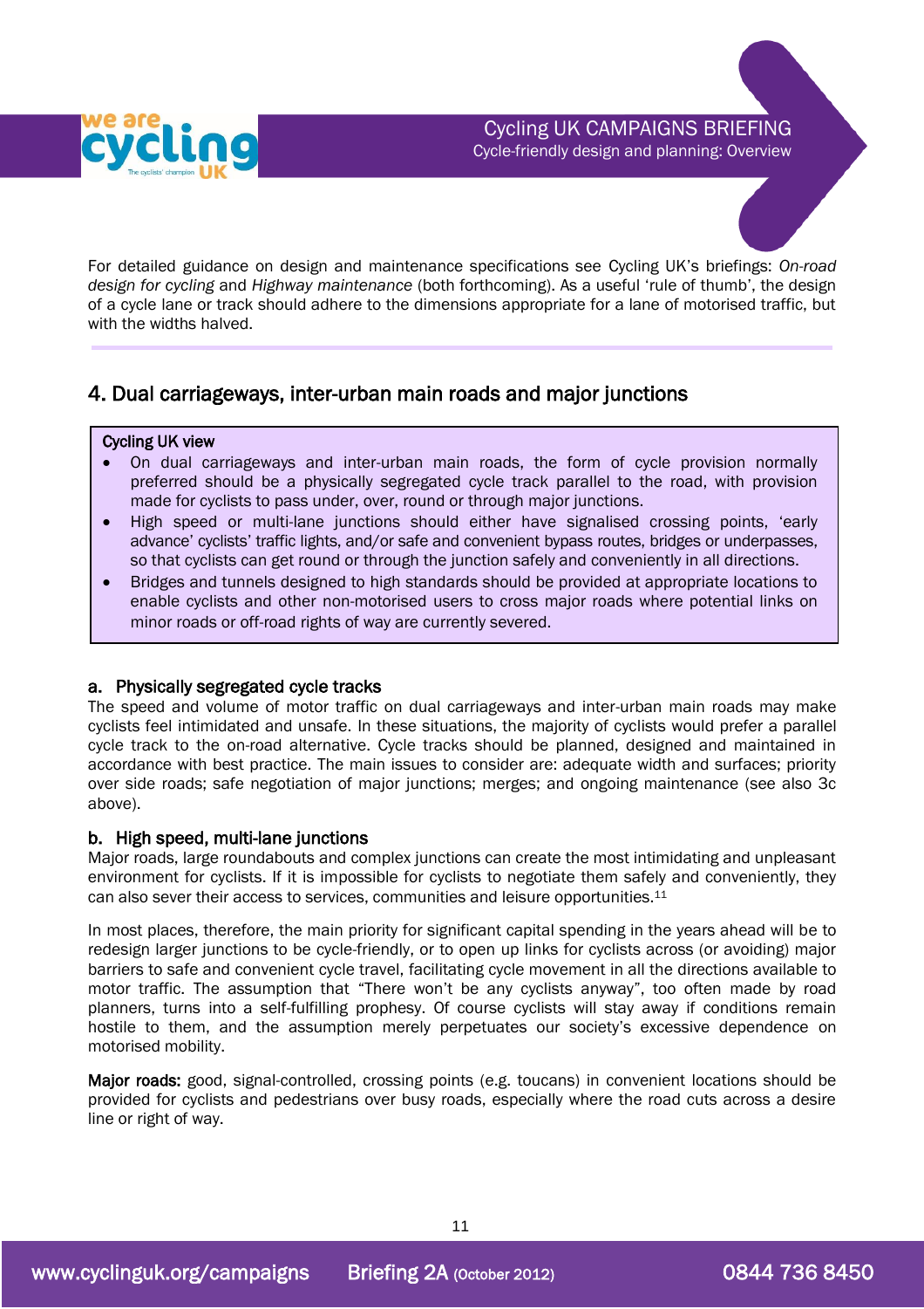For detailed guidance on design and maintenance specifications see Cycling UK's briefings: *On-road design for cycling* and *Highway maintenance* (both forthcoming). As a useful 'rule of thumb', the design of a cycle lane or track should adhere to the dimensions appropriate for a lane of motorised traffic, but with the widths halved.

## 4. Dual carriageways, inter-urban main roads and major junctions

**Cycling UK view**

- On dual carriageways and inter-urban main roads, the form of cycle provision normally preferred should be a physically segregated cycle track parallel to the road, with provision made for cyclists to pass under, over, round or through major junctions.
- High speed or multi-lane junctions should either have signalised crossing points, 'early advance' cyclists' traffic lights, and/or safe and convenient bypass routes, bridges or underpasses, so that cyclists can get round or through the junction safely and conveniently in all directions.
- Bridges and tunnels designed to high standards should be provided at appropriate locations to enable cyclists and other non-motorised users to cross major roads where potential links on minor roads or off-road rights of way are currently severed.

### a. Physically segregated cycle tracks

The speed and volume of motor traffic on dual carriageways and inter-urban main roads may make cyclists feel intimidated and unsafe. In these situations, the majority of cyclists would prefer a parallel cycle track to the on-road alternative. Cycle tracks should be planned, designed and maintained in accordance with best practice. The main issues to consider are: adequate width and surfaces; priority over side roads; safe negotiation of major junctions; merges; and ongoing maintenance (see also 3c above).

### b. High speed, multi-lane junctions

Major roads, large roundabouts and complex junctions can create the most intimidating and unpleasant environment for cyclists. If it is impossible for cyclists to negotiate them safely and conveniently, they can also sever their access to services, communities and leisure opportunities.[11]

In most places, therefore, the main priority for significant capital spending in the years ahead will be to redesign larger junctions to be cycle-friendly, or to open up links for cyclists across (or avoiding) major barriers to safe and convenient cycle travel, facilitating cycle movement in all the directions available to motor traffic. The assumption that "There won't be any cyclists anyway", too often made by road planners, turns into a self-fulfilling prophesy. Of course cyclists will stay away if conditions remain hostile to them, and the assumption merely perpetuates our society's excessive dependence on motorised mobility.

**Major roads:** good, signal-controlled, crossing points (e.g. toucans) in convenient locations should be provided for cyclists and pedestrians over busy roads, especially where the road cuts across a desire line or right of way.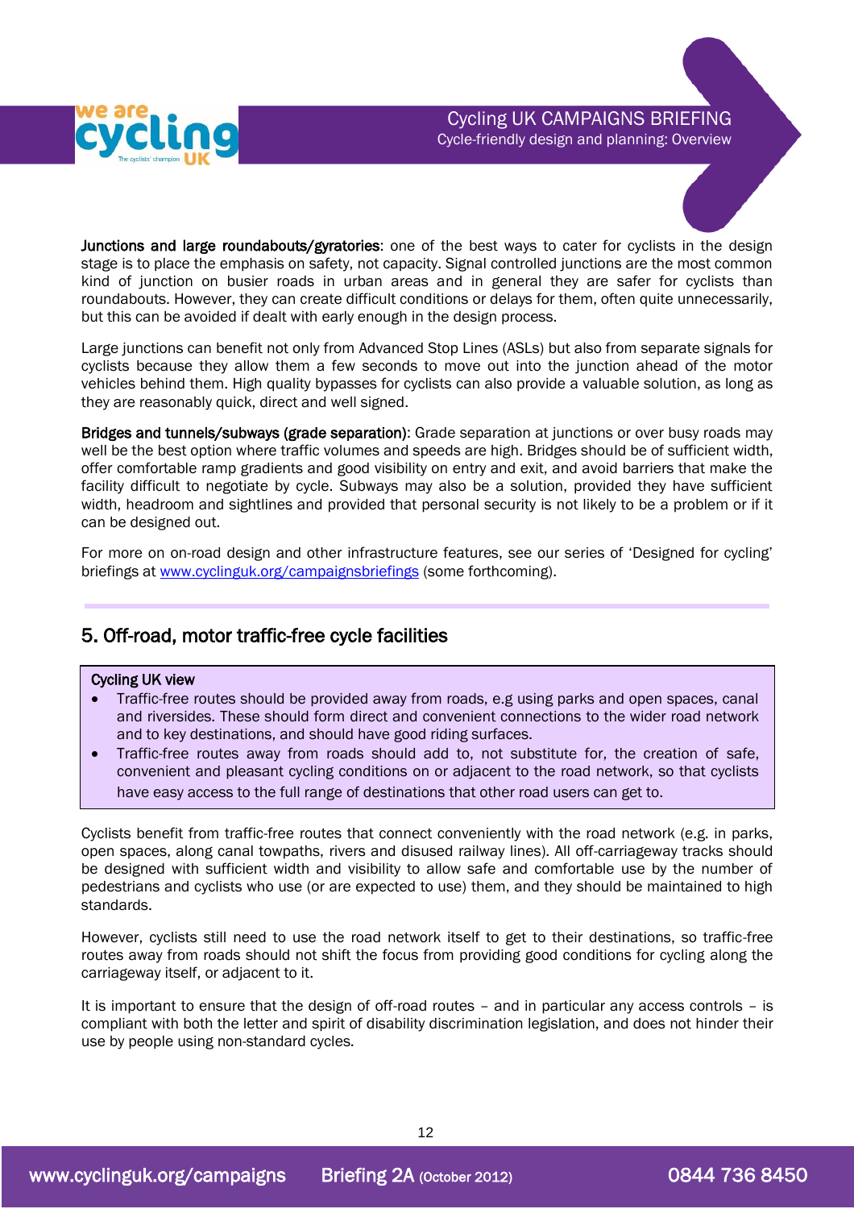**Junctions and large roundabouts/gyratories**: one of the best ways to cater for cyclists in the design stage is to place the emphasis on safety, not capacity. Signal controlled junctions are the most common kind of junction on busier roads in urban areas and in general they are safer for cyclists than roundabouts. However, they can create difficult conditions or delays for them, often quite unnecessarily, but this can be avoided if dealt with early enough in the design process.

Large junctions can benefit not only from Advanced Stop Lines (ASLs) but also from separate signals for cyclists because they allow them a few seconds to move out into the junction ahead of the motor vehicles behind them. High quality bypasses for cyclists can also provide a valuable solution, as long as they are reasonably quick, direct and well signed.

**Bridges and tunnels/subways (grade separation)**: Grade separation at junctions or over busy roads may well be the best option where traffic volumes and speeds are high. Bridges should be of sufficient width, offer comfortable ramp gradients and good visibility on entry and exit, and avoid barriers that make the facility difficult to negotiate by cycle. Subways may also be a solution, provided they have sufficient width, headroom and sightlines and provided that personal security is not likely to be a problem or if it can be designed out.

For more on on-road design and other infrastructure features, see our series of 'Designed for cycling' briefings at [www.cyclinguk.org/campaignsbriefings](www.cyclinguk.org/campaignsbriefings) (some forthcoming).

## 5. Off-road, motor traffic-free cycle facilities

**Cycling UK view**

- Traffic-free routes should be provided away from roads, e.g using parks and open spaces, canal and riversides. These should form direct and convenient connections to the wider road network and to key destinations, and should have good riding surfaces.
- Traffic-free routes away from roads should add to, not substitute for, the creation of safe, convenient and pleasant cycling conditions on or adjacent to the road network, so that cyclists have easy access to the full range of destinations that other road users can get to.

Cyclists benefit from traffic-free routes that connect conveniently with the road network (e.g. in parks, open spaces, along canal towpaths, rivers and disused railway lines). All off-carriageway tracks should be designed with sufficient width and visibility to allow safe and comfortable use by the number of pedestrians and cyclists who use (or are expected to use) them, and they should be maintained to high standards.

However, cyclists still need to use the road network itself to get to their destinations, so traffic-free routes away from roads should not shift the focus from providing good conditions for cycling along the carriageway itself, or adjacent to it.

It is important to ensure that the design of off-road routes – and in particular any access controls – is compliant with both the letter and spirit of disability discrimination legislation, and does not hinder their use by people using non-standard cycles.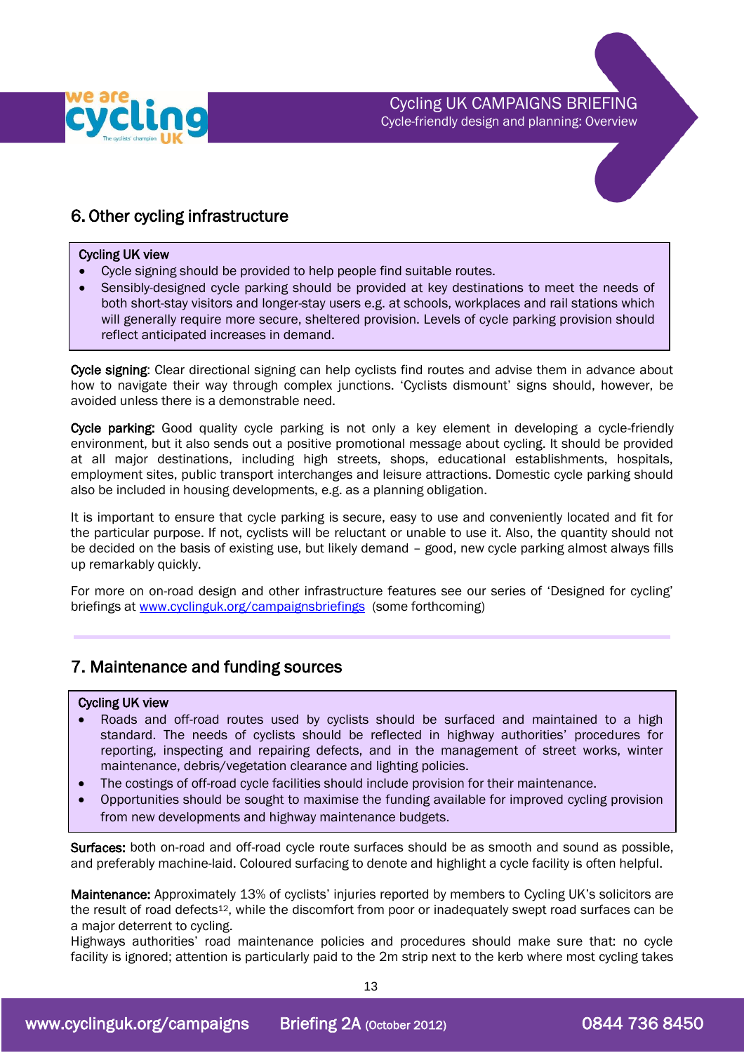## 6. Other cycling infrastructure

**Cycling UK view**

- Cycle signing should be provided to help people find suitable routes.
- Sensibly-designed cycle parking should be provided at key destinations to meet the needs of both short-stay visitors and longer-stay users e.g. at schools, workplaces and rail stations which will generally require more secure, sheltered provision. Levels of cycle parking provision should reflect anticipated increases in demand.

**Cycle signing**: Clear directional signing can help cyclists find routes and advise them in advance about how to navigate their way through complex junctions. 'Cyclists dismount' signs should, however, be avoided unless there is a demonstrable need.

**Cycle parking:** Good quality cycle parking is not only a key element in developing a cycle-friendly environment, but it also sends out a positive promotional message about cycling. It should be provided at all major destinations, including high streets, shops, educational establishments, hospitals, employment sites, public transport interchanges and leisure attractions. Domestic cycle parking should also be included in housing developments, e.g. as a planning obligation.

It is important to ensure that cycle parking is secure, easy to use and conveniently located and fit for the particular purpose. If not, cyclists will be reluctant or unable to use it. Also, the quantity should not be decided on the basis of existing use, but likely demand – good, new cycle parking almost always fills up remarkably quickly.

For more on on-road design and other infrastructure features see our series of 'Designed for cycling' briefings at www.cyclinguk.org/campaignsbriefings (some forthcoming)

## 7. Maintenance and funding sources

**Cycling UK view**

- Roads and off-road routes used by cyclists should be surfaced and maintained to a high standard. The needs of cyclists should be reflected in highway authorities' procedures for reporting, inspecting and repairing defects, and in the management of street works, winter maintenance, debris/vegetation clearance and lighting policies.
- The costings of off-road cycle facilities should include provision for their maintenance.
- Opportunities should be sought to maximise the funding available for improved cycling provision from new developments and highway maintenance budgets.

**Surfaces:** both on-road and off-road cycle route surfaces should be as smooth and sound as possible, and preferably machine-laid. Coloured surfacing to denote and highlight a cycle facility is often helpful.

**Maintenance:** Approximately 13% of cyclists' injuries reported by members to Cycling UK's solicitors are the result of road defects[12], while the discomfort from poor or inadequately swept road surfaces can be a major deterrent to cycling.
Highways authorities' road maintenance policies and procedures should make sure that: no cycle facility is ignored; attention is particularly paid to the 2m strip next to the kerb where most cycling takes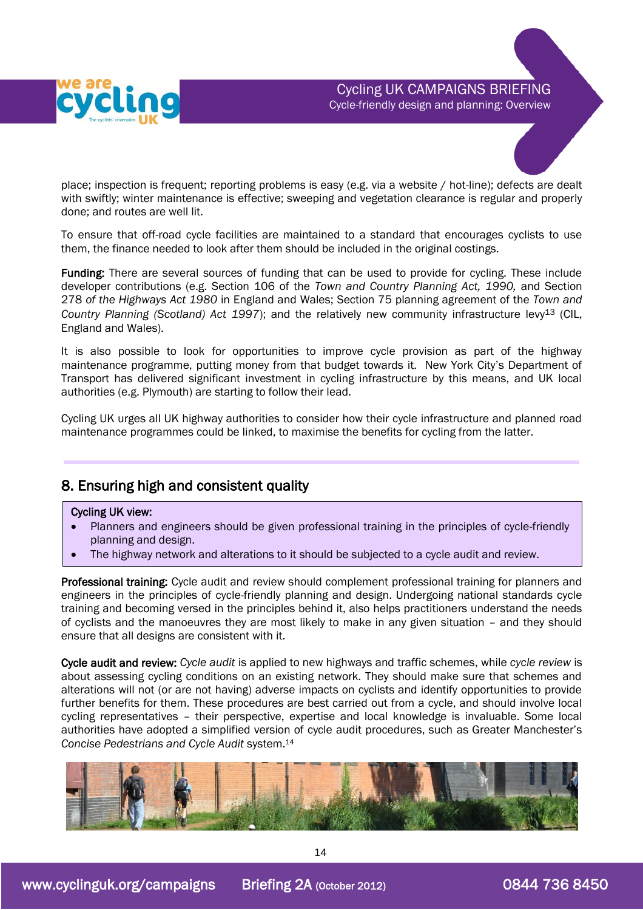place; inspection is frequent; reporting problems is easy (e.g. via a website / hot-line); defects are dealt with swiftly; winter maintenance is effective; sweeping and vegetation clearance is regular and properly done; and routes are well lit.

To ensure that off-road cycle facilities are maintained to a standard that encourages cyclists to use them, the finance needed to look after them should be included in the original costings.

**Funding:** There are several sources of funding that can be used to provide for cycling. These include developer contributions (e.g. Section 106 of the *Town and Country Planning Act, 1990,* and Section 278 *of the Highways Act 1980* in England and Wales; Section 75 planning agreement of the *Town and Country Planning (Scotland) Act 1997*); and the relatively new community infrastructure levy[13] (CIL, England and Wales).

It is also possible to look for opportunities to improve cycle provision as part of the highway maintenance programme, putting money from that budget towards it. New York City's Department of Transport has delivered significant investment in cycling infrastructure by this means, and UK local authorities (e.g. Plymouth) are starting to follow their lead.

Cycling UK urges all UK highway authorities to consider how their cycle infrastructure and planned road maintenance programmes could be linked, to maximise the benefits for cycling from the latter.

## 8. Ensuring high and consistent quality

**Cycling UK view:**

- Planners and engineers should be given professional training in the principles of cycle-friendly planning and design.
- The highway network and alterations to it should be subjected to a cycle audit and review.

**Professional training:** Cycle audit and review should complement professional training for planners and engineers in the principles of cycle-friendly planning and design. Undergoing national standards cycle training and becoming versed in the principles behind it, also helps practitioners understand the needs of cyclists and the manoeuvres they are most likely to make in any given situation – and they should ensure that all designs are consistent with it.

**Cycle audit and review:** *Cycle audit* is applied to new highways and traffic schemes, while *cycle review* is about assessing cycling conditions on an existing network. They should make sure that schemes and alterations will not (or are not having) adverse impacts on cyclists and identify opportunities to provide further benefits for them. These procedures are best carried out from a cycle, and should involve local cycling representatives – their perspective, expertise and local knowledge is invaluable. Some local authorities have adopted a simplified version of cycle audit procedures, such as Greater Manchester's *Concise Pedestrians and Cycle Audit* system.[14]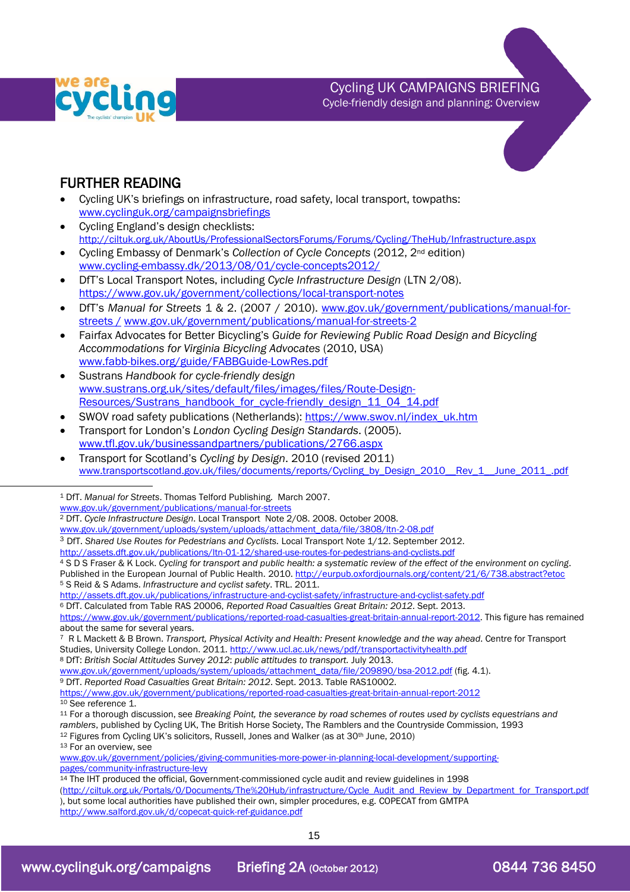## FURTHER READING

- Cycling UK's briefings on infrastructure, road safety, local transport, towpaths: www.cyclinguk.org/campaignsbriefings
- Cycling England's design checklists: http://ciltuk.org.uk/AboutUs/ProfessionalSectorsForums/Forums/Cycling/TheHub/Infrastructure.aspx
- Cycling Embassy of Denmark's *Collection of Cycle Concepts* (2012, 2nd edition) www.cycling-embassy.dk/2013/08/01/cycle-concepts2012/
- DfT's Local Transport Notes, including *Cycle Infrastructure Design* (LTN 2/08). https://www.gov.uk/government/collections/local-transport-notes
- DfT's *Manual for Streets* 1 & 2. (2007 / 2010). www.gov.uk/government/publications/manual-for-streets / www.gov.uk/government/publications/manual-for-streets-2
- Fairfax Advocates for Better Bicycling's *Guide for Reviewing Public Road Design and Bicycling Accommodations for Virginia Bicycling Advocates* (2010, USA) www.fabb-bikes.org/guide/FABBGuide-LowRes.pdf
- Sustrans *Handbook for cycle-friendly design* www.sustrans.org.uk/sites/default/files/images/files/Route-Design-Resources/Sustrans_handbook_for_cycle-friendly_design_11_04_14.pdf
- SWOV road safety publications (Netherlands): https://www.swov.nl/index_uk.htm
- Transport for London's *London Cycling Design Standards*. (2005). www.tfl.gov.uk/businessandpartners/publications/2766.aspx
- Transport for Scotland's *Cycling by Design*. 2010 (revised 2011) www.transportscotland.gov.uk/files/documents/reports/Cycling_by_Design_2010__Rev_1__June_2011_.pdf

---

[1] DfT. *Manual for Streets*. Thomas Telford Publishing. March 2007. www.gov.uk/government/publications/manual-for-streets

[2] DfT. *Cycle Infrastructure Design*. Local Transport Note 2/08. 2008. October 2008. www.gov.uk/government/uploads/system/uploads/attachment_data/file/3808/ltn-2-08.pdf

[3] DfT. *Shared Use Routes for Pedestrians and Cyclists.* Local Transport Note 1/12. September 2012. http://assets.dft.gov.uk/publications/ltn-01-12/shared-use-routes-for-pedestrians-and-cyclists.pdf

[4] S D S Fraser & K Lock. *Cycling for transport and public health: a systematic review of the effect of the environment on cycling*. Published in the European Journal of Public Health. 2010. http://eurpub.oxfordjournals.org/content/21/6/738.abstract?etoc

[5] S Reid & S Adams. *Infrastructure and cyclist safety*. TRL. 2011. http://assets.dft.gov.uk/publications/infrastructure-and-cyclist-safety/infrastructure-and-cyclist-safety.pdf

[6] DfT. Calculated from Table RAS 20006, *Reported Road Casualties Great Britain: 2012*. Sept. 2013. https://www.gov.uk/government/publications/reported-road-casualties-great-britain-annual-report-2012. This figure has remained about the same for several years.

[7] R L Mackett & B Brown. *Transport, Physical Activity and Health: Present knowledge and the way ahead*. Centre for Transport Studies, University College London. 2011. http://www.ucl.ac.uk/news/pdf/transportactivityhealth.pdf

[8] DfT: *British Social Attitudes Survey 2012*: *public attitudes to transport.* July 2013. www.gov.uk/government/uploads/system/uploads/attachment_data/file/209890/bsa-2012.pdf (fig. 4.1).

[9] DfT. *Reported Road Casualties Great Britain: 2012*. Sept. 2013. Table RAS10002. https://www.gov.uk/government/publications/reported-road-casualties-great-britain-annual-report-2012

[10] See reference 1.

[11] For a thorough discussion, see *Breaking Point, the severance by road schemes of routes used by cyclists equestrians and ramblers*, published by Cycling UK, The British Horse Society, The Ramblers and the Countryside Commission, 1993

[12] Figures from Cycling UK's solicitors, Russell, Jones and Walker (as at 30th June, 2010)

[13] For an overview, see www.gov.uk/government/policies/giving-communities-more-power-in-planning-local-development/supporting-pages/community-infrastructure-levy

[14] The IHT produced the official, Government-commissioned cycle audit and review guidelines in 1998 (http://ciltuk.org.uk/Portals/0/Documents/The%20Hub/infrastructure/Cycle_Audit_and_Review_by_Department_for_Transport.pdf), but some local authorities have published their own, simpler procedures, e.g. COPECAT from GMTPA http://www.salford.gov.uk/d/copecat-quick-ref-guidance.pdf